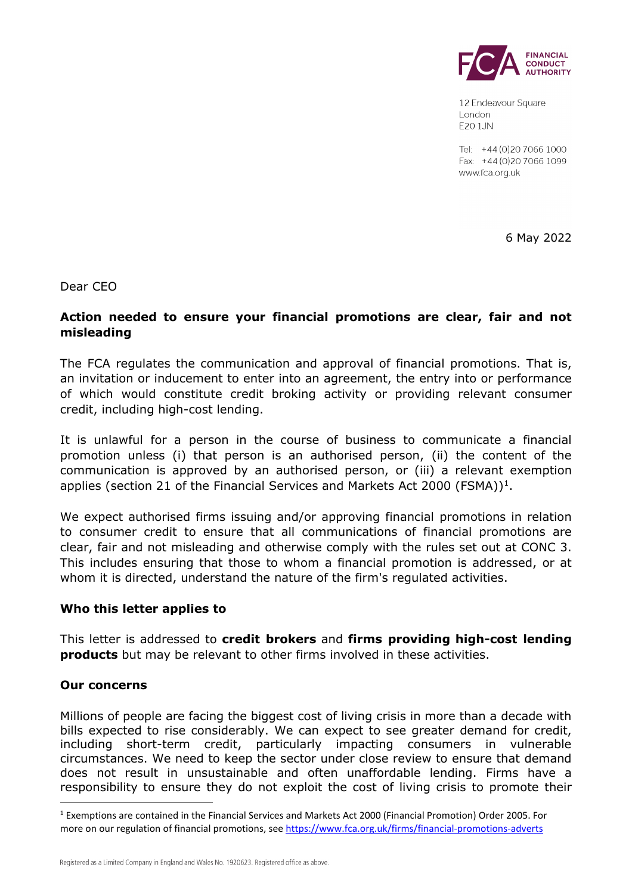12 Endeavour Square
London
E20 1JN

Tel: +44 (0)20 7066 1000
Fax: +44 (0)20 7066 1099
www.fca.org.uk

6 May 2022

Dear CEO

**Action needed to ensure your financial promotions are clear, fair and not misleading**

The FCA regulates the communication and approval of financial promotions. That is, an invitation or inducement to enter into an agreement, the entry into or performance of which would constitute credit broking activity or providing relevant consumer credit, including high-cost lending.

It is unlawful for a person in the course of business to communicate a financial promotion unless (i) that person is an authorised person, (ii) the content of the communication is approved by an authorised person, or (iii) a relevant exemption applies (section 21 of the Financial Services and Markets Act 2000 (FSMA))[1].

We expect authorised firms issuing and/or approving financial promotions in relation to consumer credit to ensure that all communications of financial promotions are clear, fair and not misleading and otherwise comply with the rules set out at CONC 3. This includes ensuring that those to whom a financial promotion is addressed, or at whom it is directed, understand the nature of the firm's regulated activities.

**Who this letter applies to**

This letter is addressed to **credit brokers** and **firms providing high-cost lending products** but may be relevant to other firms involved in these activities.

**Our concerns**

Millions of people are facing the biggest cost of living crisis in more than a decade with bills expected to rise considerably. We can expect to see greater demand for credit, including short-term credit, particularly impacting consumers in vulnerable circumstances. We need to keep the sector under close review to ensure that demand does not result in unsustainable and often unaffordable lending. Firms have a responsibility to ensure they do not exploit the cost of living crisis to promote their

[1] Exemptions are contained in the Financial Services and Markets Act 2000 (Financial Promotion) Order 2005. For more on our regulation of financial promotions, see https://www.fca.org.uk/firms/financial-promotions-adverts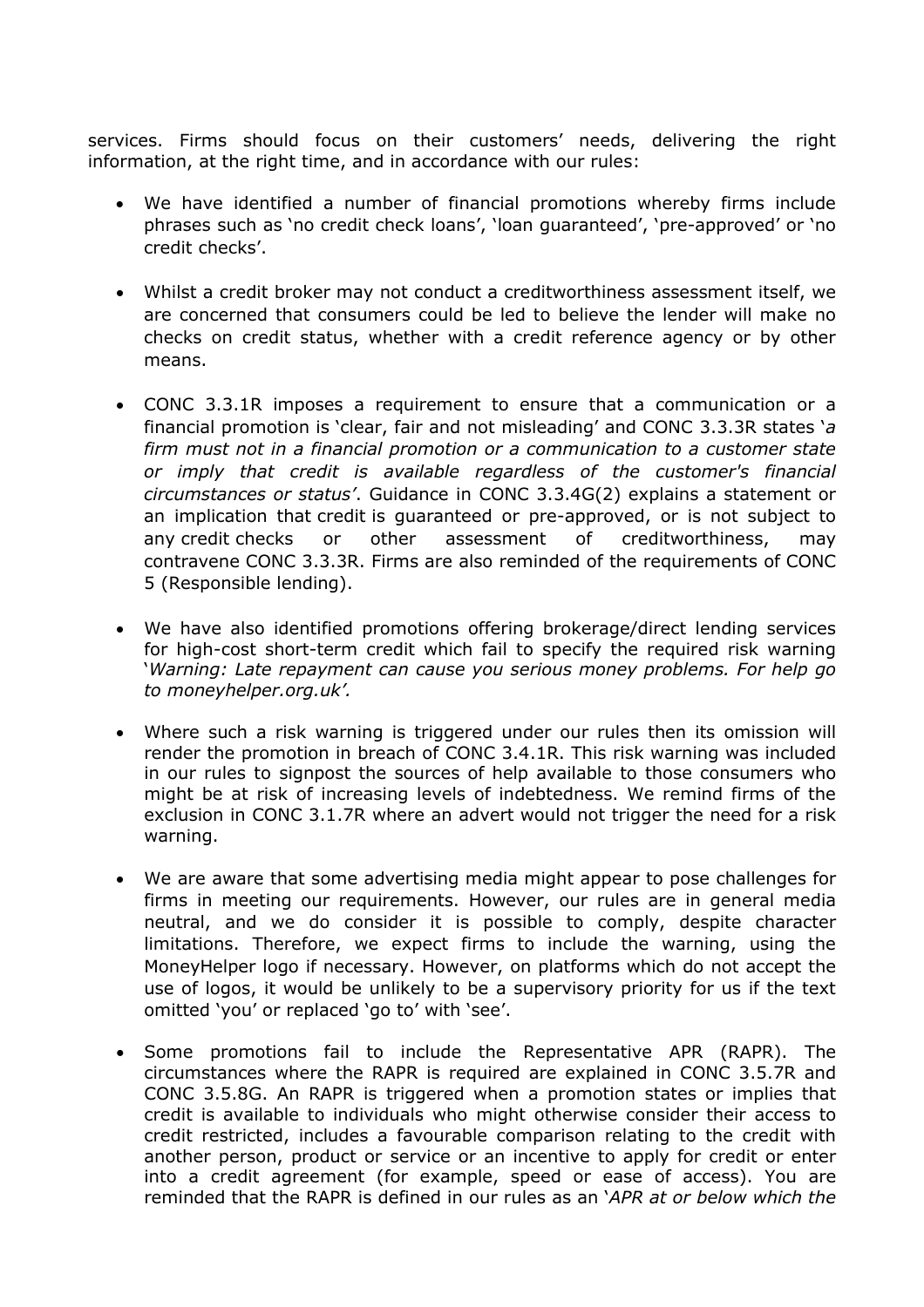services. Firms should focus on their customers' needs, delivering the right information, at the right time, and in accordance with our rules:

- We have identified a number of financial promotions whereby firms include phrases such as 'no credit check loans', 'loan guaranteed', 'pre-approved' or 'no credit checks'.

- Whilst a credit broker may not conduct a creditworthiness assessment itself, we are concerned that consumers could be led to believe the lender will make no checks on credit status, whether with a credit reference agency or by other means.

- CONC 3.3.1R imposes a requirement to ensure that a communication or a financial promotion is 'clear, fair and not misleading' and CONC 3.3.3R states '*a firm must not in a financial promotion or a communication to a customer state or imply that credit is available regardless of the customer's financial circumstances or status'*. Guidance in CONC 3.3.4G(2) explains a statement or an implication that credit is guaranteed or pre-approved, or is not subject to any credit checks or other assessment of creditworthiness, may contravene CONC 3.3.3R. Firms are also reminded of the requirements of CONC 5 (Responsible lending).

- We have also identified promotions offering brokerage/direct lending services for high-cost short-term credit which fail to specify the required risk warning '*Warning: Late repayment can cause you serious money problems. For help go to moneyhelper.org.uk'.*

- Where such a risk warning is triggered under our rules then its omission will render the promotion in breach of CONC 3.4.1R. This risk warning was included in our rules to signpost the sources of help available to those consumers who might be at risk of increasing levels of indebtedness. We remind firms of the exclusion in CONC 3.1.7R where an advert would not trigger the need for a risk warning.

- We are aware that some advertising media might appear to pose challenges for firms in meeting our requirements. However, our rules are in general media neutral, and we do consider it is possible to comply, despite character limitations. Therefore, we expect firms to include the warning, using the MoneyHelper logo if necessary. However, on platforms which do not accept the use of logos, it would be unlikely to be a supervisory priority for us if the text omitted 'you' or replaced 'go to' with 'see'.

- Some promotions fail to include the Representative APR (RAPR). The circumstances where the RAPR is required are explained in CONC 3.5.7R and CONC 3.5.8G. An RAPR is triggered when a promotion states or implies that credit is available to individuals who might otherwise consider their access to credit restricted, includes a favourable comparison relating to the credit with another person, product or service or an incentive to apply for credit or enter into a credit agreement (for example, speed or ease of access). You are reminded that the RAPR is defined in our rules as an '*APR at or below which the*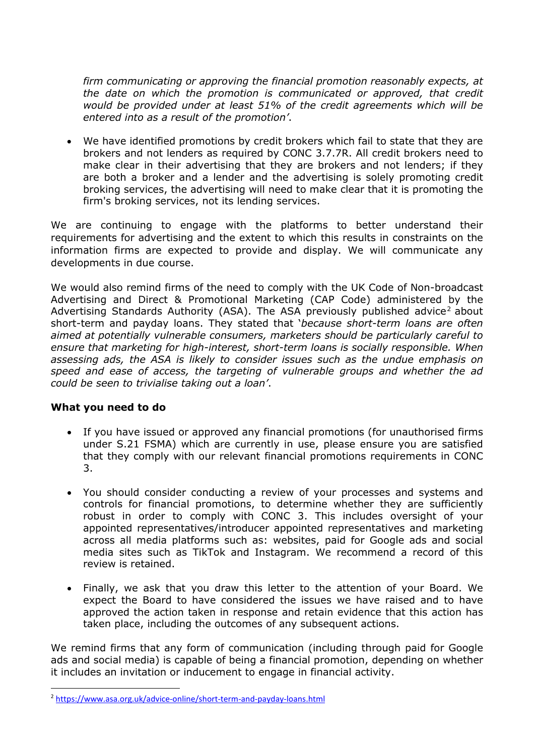*firm communicating or approving the financial promotion reasonably expects, at the date on which the promotion is communicated or approved, that credit would be provided under at least 51% of the credit agreements which will be entered into as a result of the promotion'*.

- We have identified promotions by credit brokers which fail to state that they are brokers and not lenders as required by CONC 3.7.7R. All credit brokers need to make clear in their advertising that they are brokers and not lenders; if they are both a broker and a lender and the advertising is solely promoting credit broking services, the advertising will need to make clear that it is promoting the firm's broking services, not its lending services.

We are continuing to engage with the platforms to better understand their requirements for advertising and the extent to which this results in constraints on the information firms are expected to provide and display. We will communicate any developments in due course.

We would also remind firms of the need to comply with the UK Code of Non-broadcast Advertising and Direct & Promotional Marketing (CAP Code) administered by the Advertising Standards Authority (ASA). The ASA previously published advice[2] about short-term and payday loans. They stated that '*because short-term loans are often aimed at potentially vulnerable consumers, marketers should be particularly careful to ensure that marketing for high-interest, short-term loans is socially responsible. When assessing ads, the ASA is likely to consider issues such as the undue emphasis on speed and ease of access, the targeting of vulnerable groups and whether the ad could be seen to trivialise taking out a loan'*.

**What you need to do**

- If you have issued or approved any financial promotions (for unauthorised firms under S.21 FSMA) which are currently in use, please ensure you are satisfied that they comply with our relevant financial promotions requirements in CONC 3.
- You should consider conducting a review of your processes and systems and controls for financial promotions, to determine whether they are sufficiently robust in order to comply with CONC 3. This includes oversight of your appointed representatives/introducer appointed representatives and marketing across all media platforms such as: websites, paid for Google ads and social media sites such as TikTok and Instagram. We recommend a record of this review is retained.
- Finally, we ask that you draw this letter to the attention of your Board. We expect the Board to have considered the issues we have raised and to have approved the action taken in response and retain evidence that this action has taken place, including the outcomes of any subsequent actions.

We remind firms that any form of communication (including through paid for Google ads and social media) is capable of being a financial promotion, depending on whether it includes an invitation or inducement to engage in financial activity.

[2] https://www.asa.org.uk/advice-online/short-term-and-payday-loans.html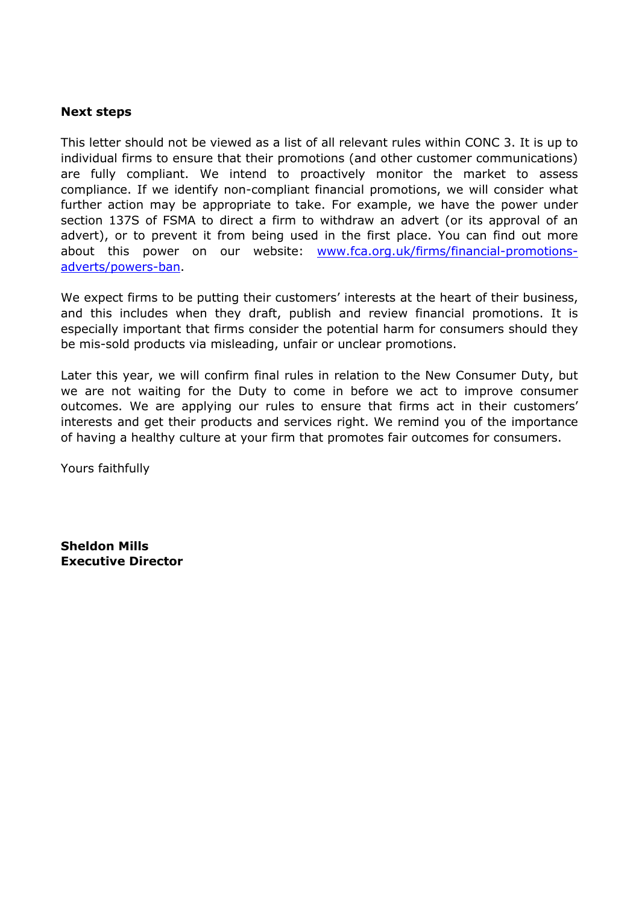**Next steps**

This letter should not be viewed as a list of all relevant rules within CONC 3. It is up to individual firms to ensure that their promotions (and other customer communications) are fully compliant. We intend to proactively monitor the market to assess compliance. If we identify non-compliant financial promotions, we will consider what further action may be appropriate to take. For example, we have the power under section 137S of FSMA to direct a firm to withdraw an advert (or its approval of an advert), or to prevent it from being used in the first place. You can find out more about this power on our website: [www.fca.org.uk/firms/financial-promotions-adverts/powers-ban](www.fca.org.uk/firms/financial-promotions-adverts/powers-ban).

We expect firms to be putting their customers' interests at the heart of their business, and this includes when they draft, publish and review financial promotions. It is especially important that firms consider the potential harm for consumers should they be mis-sold products via misleading, unfair or unclear promotions.

Later this year, we will confirm final rules in relation to the New Consumer Duty, but we are not waiting for the Duty to come in before we act to improve consumer outcomes. We are applying our rules to ensure that firms act in their customers' interests and get their products and services right. We remind you of the importance of having a healthy culture at your firm that promotes fair outcomes for consumers.

Yours faithfully

**Sheldon Mills**
**Executive Director**